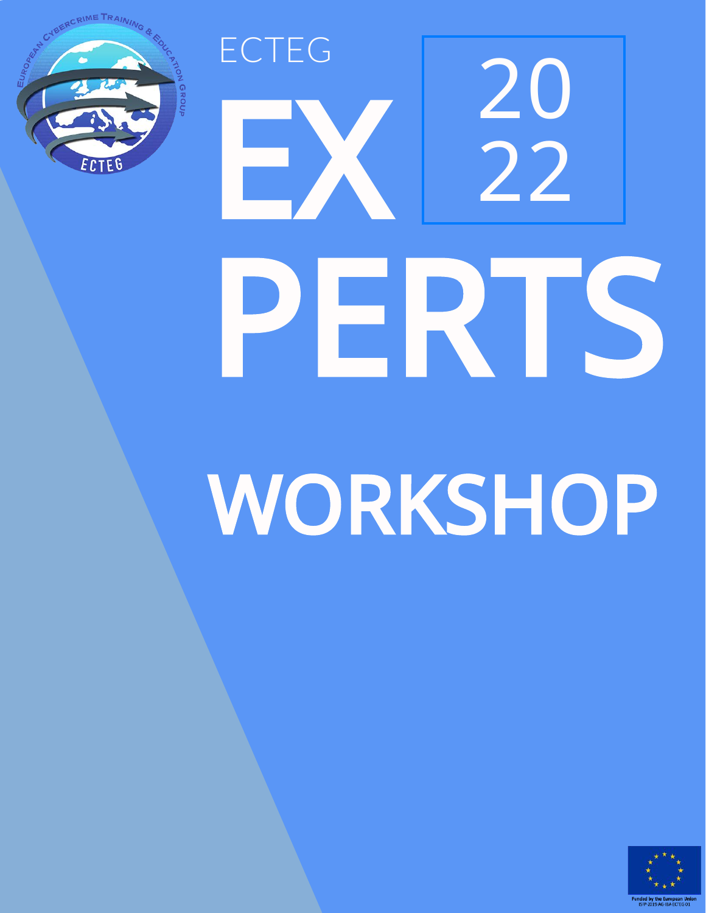# ECTEG EXPERTS WORKSHOP 2022

Funded by the European Union
ISFP-2019-AG-IBA-ECTEG 01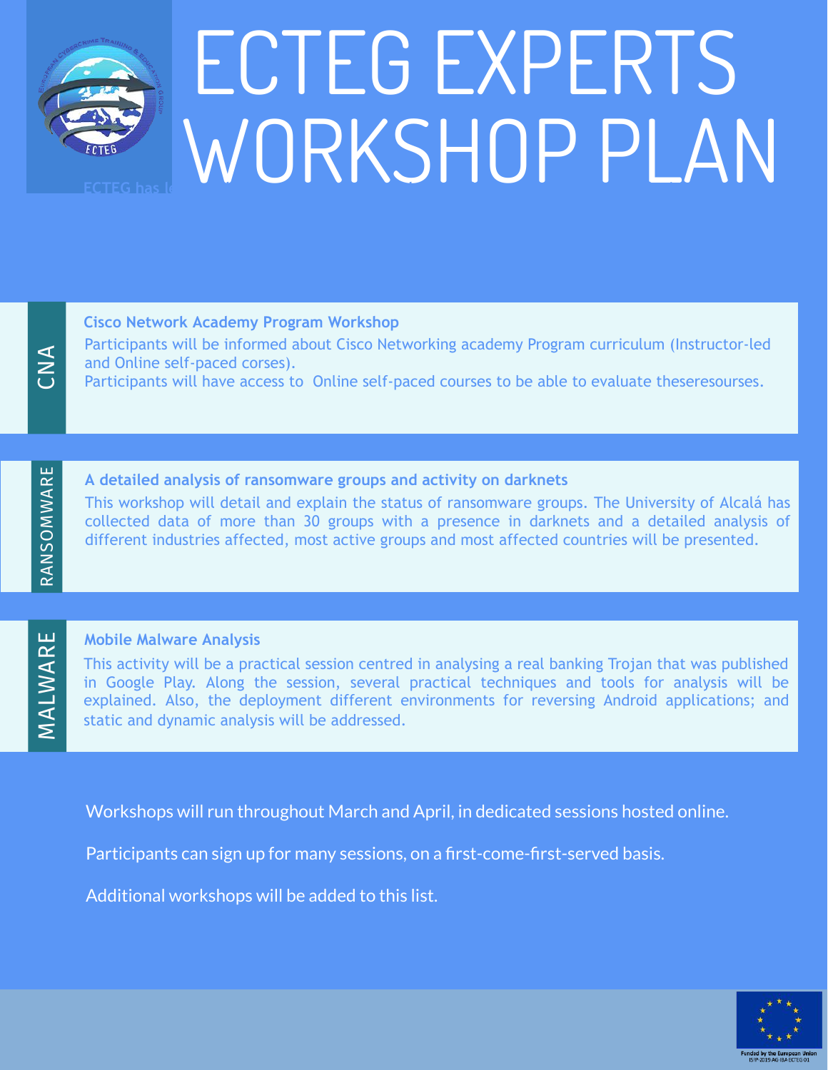# ECTEG EXPERTS WORKSHOP PLAN

## CNA

### Cisco Network Academy Program Workshop

Participants will be informed about Cisco Networking academy Program curriculum (Instructor-led and Online self-paced corses).

Participants will have access to Online self-paced courses to be able to evaluate theseresourses.

## RANSOMWARE

### A detailed analysis of ransomware groups and activity on darknets

This workshop will detail and explain the status of ransomware groups. The University of Alcalá has collected data of more than 30 groups with a presence in darknets and a detailed analysis of different industries affected, most active groups and most affected countries will be presented.

## MALWARE

### Mobile Malware Analysis

This activity will be a practical session centred in analysing a real banking Trojan that was published in Google Play. Along the session, several practical techniques and tools for analysis will be explained. Also, the deployment different environments for reversing Android applications; and static and dynamic analysis will be addressed.

Workshops will run throughout March and April, in dedicated sessions hosted online.

Participants can sign up for many sessions, on a first-come-first-served basis.

Additional workshops will be added to this list.

Funded by the European Union
ISFP-2019-AG-IBA-ECTEG 01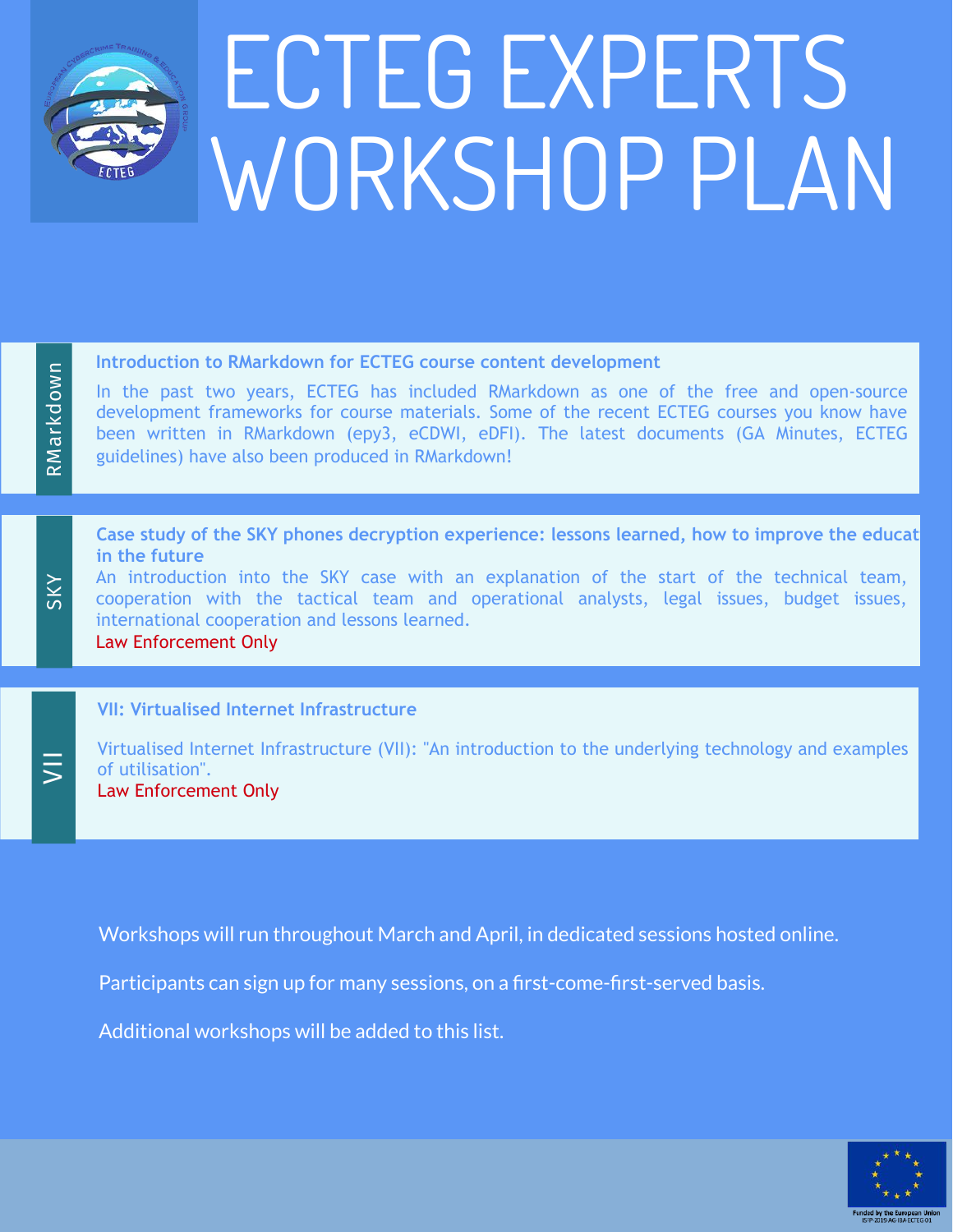# ECTEG EXPERTS WORKSHOP PLAN

RMarkdown

### Introduction to RMarkdown for ECTEG course content development

In the past two years, ECTEG has included RMarkdown as one of the free and open-source development frameworks for course materials. Some of the recent ECTEG courses you know have been written in RMarkdown (epy3, eCDWI, eDFI). The latest documents (GA Minutes, ECTEG guidelines) have also been produced in RMarkdown!

SKY

### Case study of the SKY phones decryption experience: lessons learned, how to improve the educat in the future

An introduction into the SKY case with an explanation of the start of the technical team, cooperation with the tactical team and operational analysts, legal issues, budget issues, international cooperation and lessons learned.

Law Enforcement Only

VII

### VII: Virtualised Internet Infrastructure

Virtualised Internet Infrastructure (VII): "An introduction to the underlying technology and examples of utilisation".

Law Enforcement Only

Workshops will run throughout March and April, in dedicated sessions hosted online.

Participants can sign up for many sessions, on a first-come-first-served basis.

Additional workshops will be added to this list.

Funded by the European Union
ISFP-2019-AG-IBA-ECTEG 01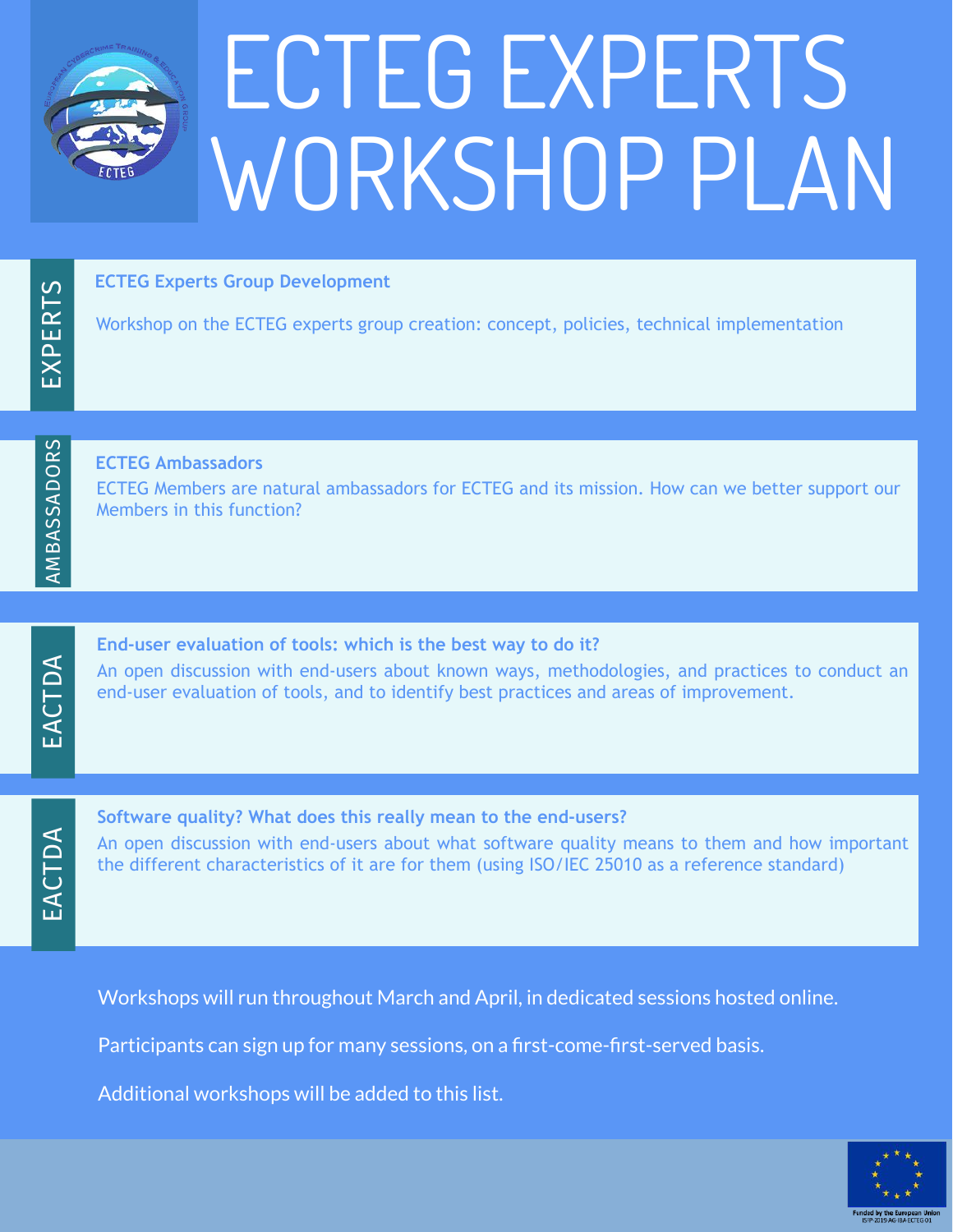# ECTEG EXPERTS WORKSHOP PLAN

**EXPERTS**

### ECTEG Experts Group Development

Workshop on the ECTEG experts group creation: concept, policies, technical implementation

**AMBASSADORS**

### ECTEG Ambassadors

ECTEG Members are natural ambassadors for ECTEG and its mission. How can we better support our Members in this function?

**EACTDA**

### End-user evaluation of tools: which is the best way to do it?

An open discussion with end-users about known ways, methodologies, and practices to conduct an end-user evaluation of tools, and to identify best practices and areas of improvement.

**EACTDA**

### Software quality? What does this really mean to the end-users?

An open discussion with end-users about what software quality means to them and how important the different characteristics of it are for them (using ISO/IEC 25010 as a reference standard)

Workshops will run throughout March and April, in dedicated sessions hosted online.

Participants can sign up for many sessions, on a first-come-first-served basis.

Additional workshops will be added to this list.

Funded by the European Union
ISFP-2019-AG-IBA-ECTEG 01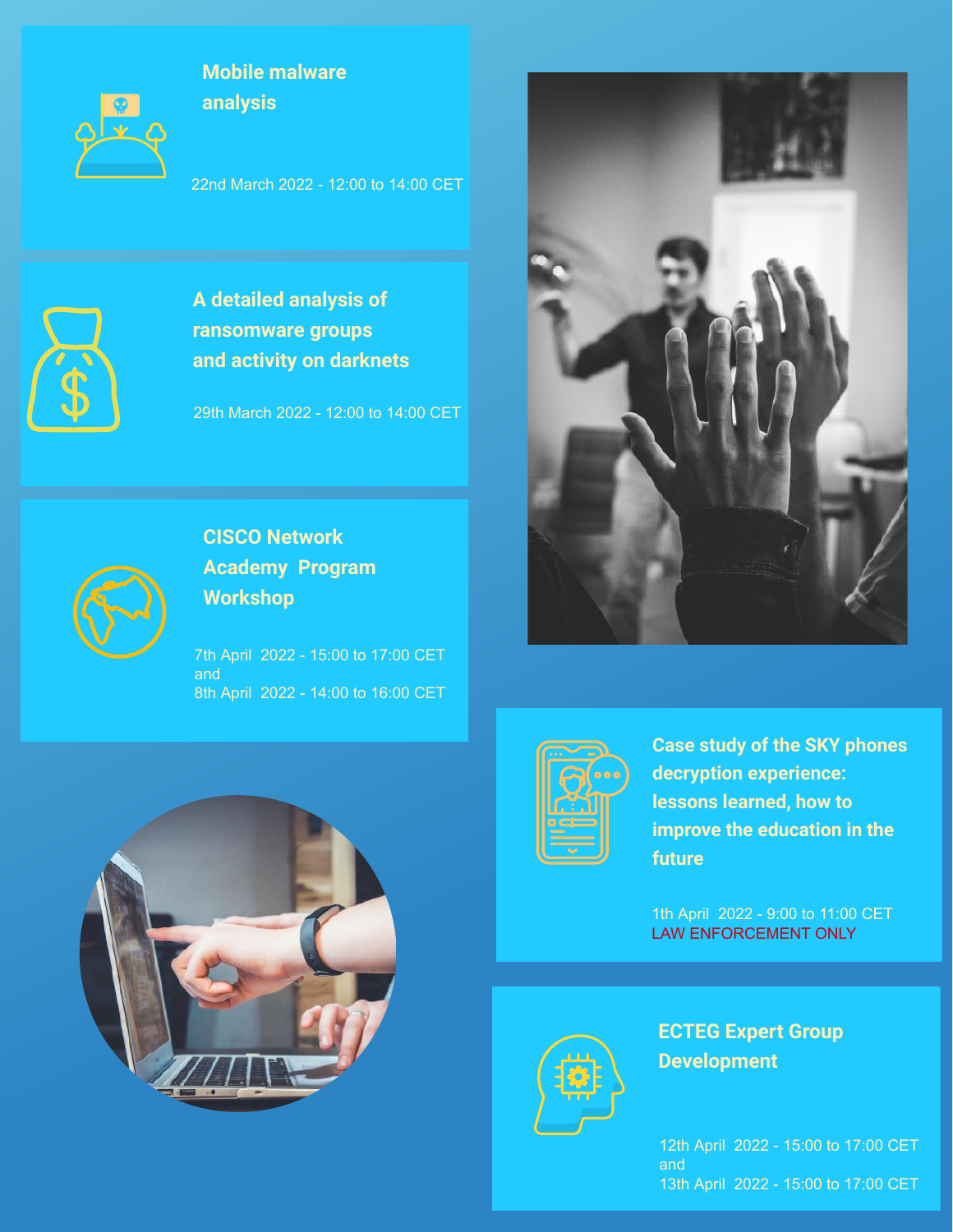### Mobile malware analysis

22nd March 2022 - 12:00 to 14:00 CET

### A detailed analysis of ransomware groups and activity on darknets

29th March 2022 - 12:00 to 14:00 CET

### CISCO Network Academy Program Workshop

7th April 2022 - 15:00 to 17:00 CET
and
8th April 2022 - 14:00 to 16:00 CET

### Case study of the SKY phones decryption experience: lessons learned, how to improve the education in the future

1th April 2022 - 9:00 to 11:00 CET
LAW ENFORCEMENT ONLY

### ECTEG Expert Group Development

12th April 2022 - 15:00 to 17:00 CET
and
13th April 2022 - 15:00 to 17:00 CET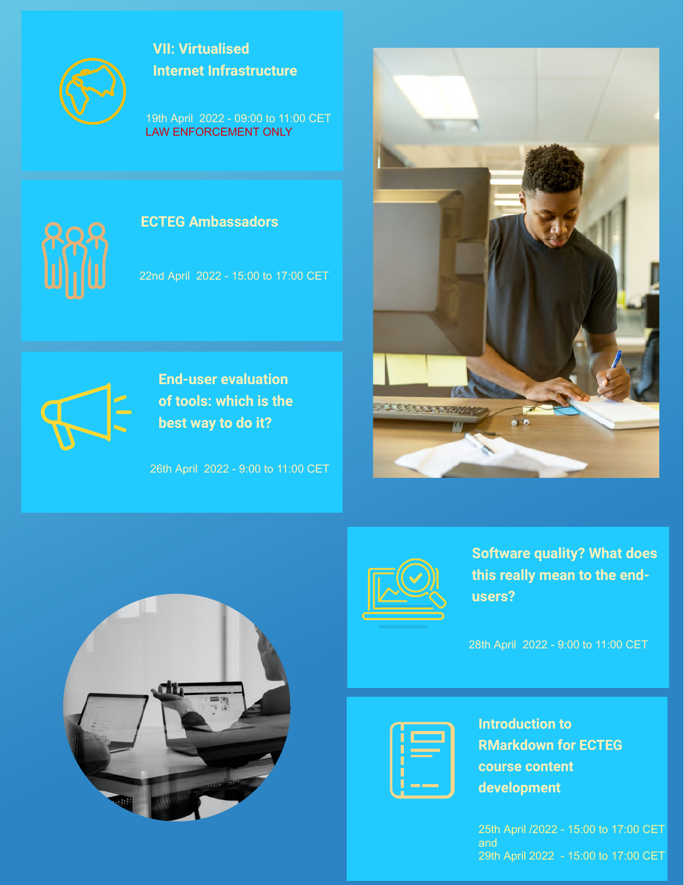## VII: Virtualised Internet Infrastructure

19th April 2022 - 09:00 to 11:00 CET
LAW ENFORCEMENT ONLY

## ECTEG Ambassadors

22nd April 2022 - 15:00 to 17:00 CET

## End-user evaluation of tools: which is the best way to do it?

26th April 2022 - 9:00 to 11:00 CET

## Software quality? What does this really mean to the end-users?

28th April 2022 - 9:00 to 11:00 CET

## Introduction to RMarkdown for ECTEG course content development

25th April /2022 - 15:00 to 17:00 CET
and
29th April 2022 - 15:00 to 17:00 CET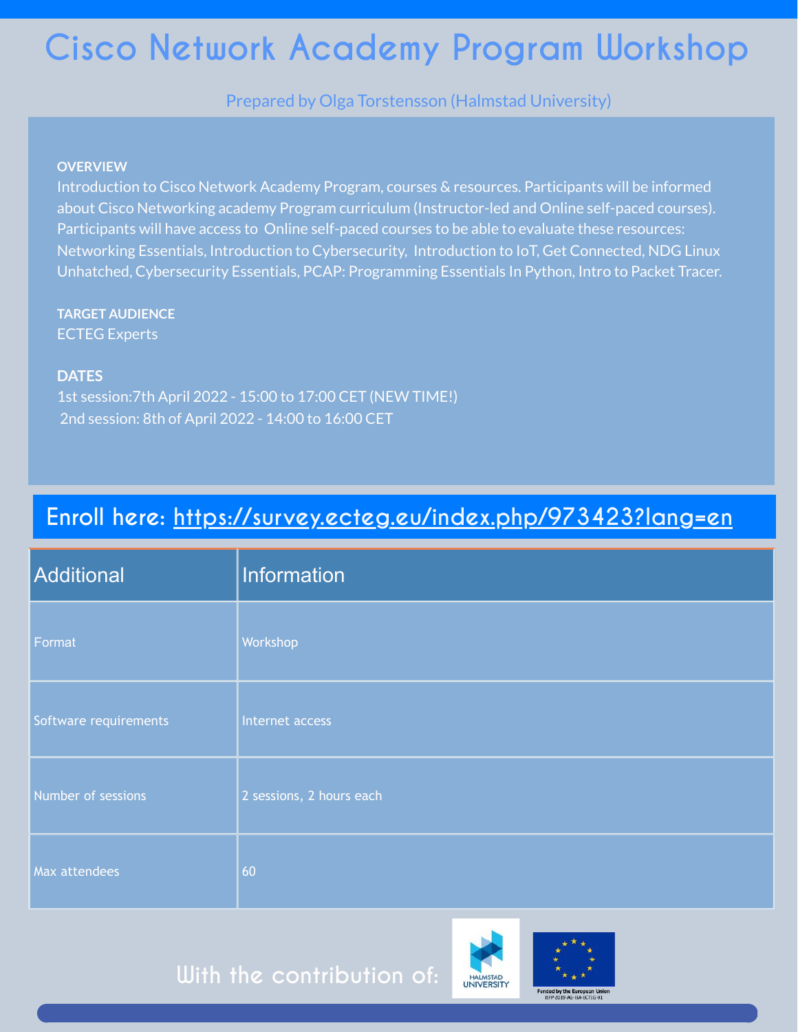# Cisco Network Academy Program Workshop

Prepared by Olga Torstensson (Halmstad University)

**OVERVIEW**

Introduction to Cisco Network Academy Program, courses & resources. Participants will be informed about Cisco Networking academy Program curriculum (Instructor-led and Online self-paced courses). Participants will have access to Online self-paced courses to be able to evaluate these resources: Networking Essentials, Introduction to Cybersecurity, Introduction to IoT, Get Connected, NDG Linux Unhatched, Cybersecurity Essentials, PCAP: Programming Essentials In Python, Intro to Packet Tracer.

**TARGET AUDIENCE**

ECTEG Experts

**DATES**

1st session:7th April 2022 - 15:00 to 17:00 CET (NEW TIME!)
2nd session: 8th of April 2022 - 14:00 to 16:00 CET

## Enroll here: https://survey.ecteg.eu/index.php/973423?lang=en

| Additional | Information |
|---|---|
| Format | Workshop |
| Software requirements | Internet access |
| Number of sessions | 2 sessions, 2 hours each |
| Max attendees | 60 |

With the contribution of:

HALMSTAD UNIVERSITY

Funded by the European Union ISFP-2019-AG-IBA-ECTEG-01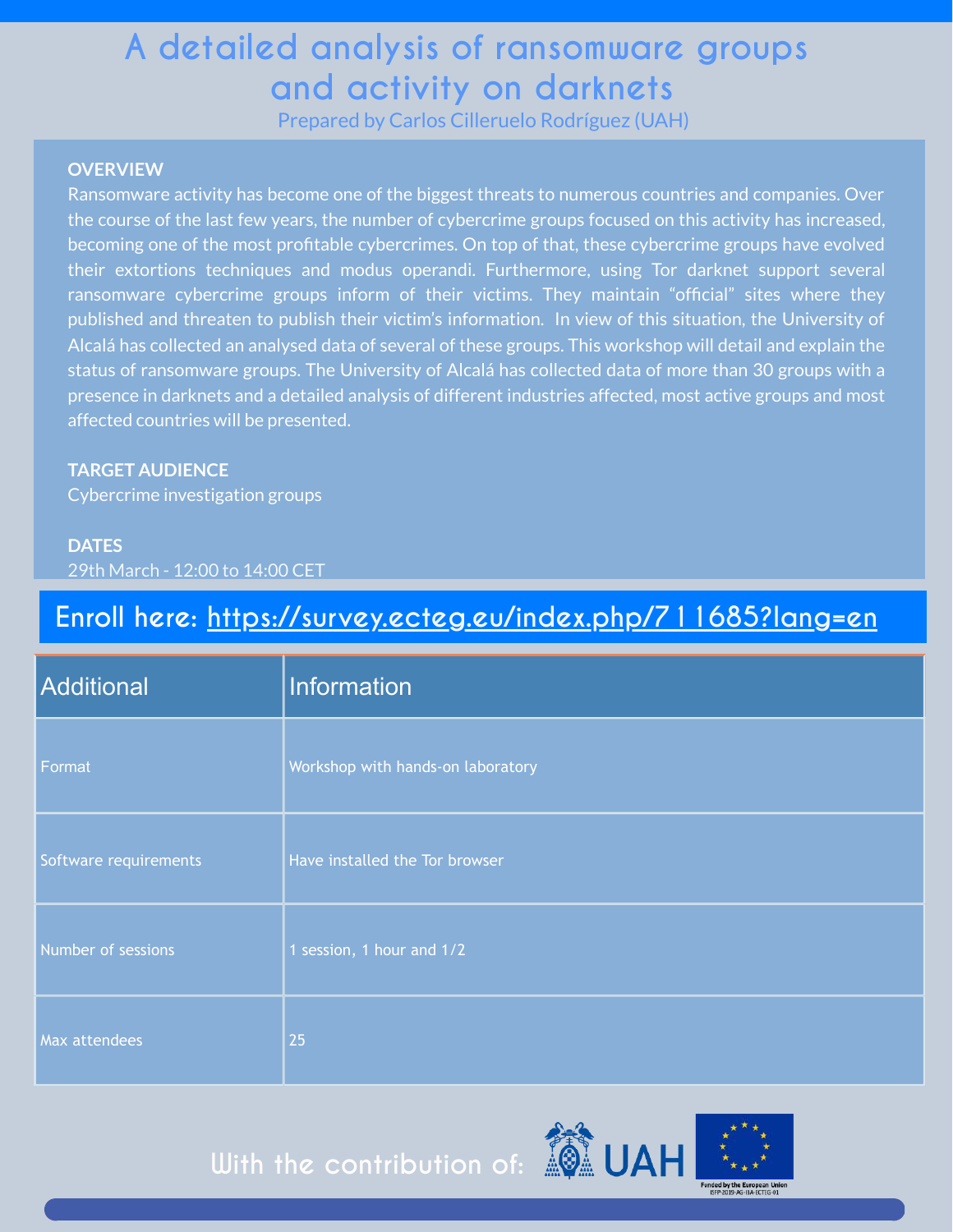# A detailed analysis of ransomware groups and activity on darknets

Prepared by Carlos Cilleruelo Rodríguez (UAH)

**OVERVIEW**

Ransomware activity has become one of the biggest threats to numerous countries and companies. Over the course of the last few years, the number of cybercrime groups focused on this activity has increased, becoming one of the most profitable cybercrimes. On top of that, these cybercrime groups have evolved their extortions techniques and modus operandi. Furthermore, using Tor darknet support several ransomware cybercrime groups inform of their victims. They maintain "official" sites where they published and threaten to publish their victim's information. In view of this situation, the University of Alcalá has collected an analysed data of several of these groups. This workshop will detail and explain the status of ransomware groups. The University of Alcalá has collected data of more than 30 groups with a presence in darknets and a detailed analysis of different industries affected, most active groups and most affected countries will be presented.

**TARGET AUDIENCE**

Cybercrime investigation groups

**DATES**

29th March - 12:00 to 14:00 CET

## Enroll here: https://survey.ecteg.eu/index.php/711685?lang=en

| Additional | Information |
|---|---|
| Format | Workshop with hands-on laboratory |
| Software requirements | Have installed the Tor browser |
| Number of sessions | 1 session, 1 hour and 1/2 |
| Max attendees | 25 |

With the contribution of: UAH

Funded by the European Union
ISFP-2019-AG-IBA-ECTEG-01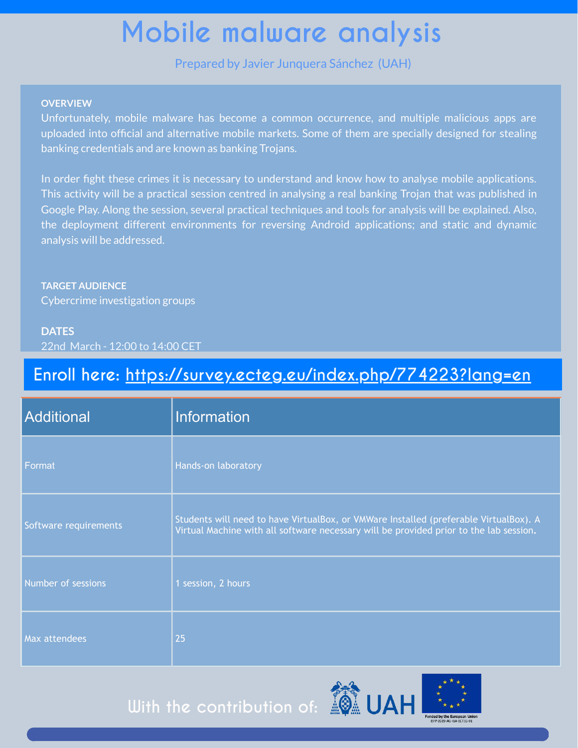# Mobile malware analysis

Prepared by Javier Junquera Sánchez (UAH)

**OVERVIEW**

Unfortunately, mobile malware has become a common occurrence, and multiple malicious apps are uploaded into official and alternative mobile markets. Some of them are specially designed for stealing banking credentials and are known as banking Trojans.

In order fight these crimes it is necessary to understand and know how to analyse mobile applications. This activity will be a practical session centred in analysing a real banking Trojan that was published in Google Play. Along the session, several practical techniques and tools for analysis will be explained. Also, the deployment different environments for reversing Android applications; and static and dynamic analysis will be addressed.

**TARGET AUDIENCE**

Cybercrime investigation groups

**DATES**

22nd March - 12:00 to 14:00 CET

## Enroll here: https://survey.ecteg.eu/index.php/774223?lang=en

| Additional | Information |
|---|---|
| Format | Hands-on laboratory |
| Software requirements | Students will need to have VirtualBox, or VMWare Installed (preferable VirtualBox). A Virtual Machine with all software necessary will be provided prior to the lab session. |
| Number of sessions | 1 session, 2 hours |
| Max attendees | 25 |

With the contribution of: UAH

Funded by the European Union ISFP-2019-AG-IBA-ECTEG-01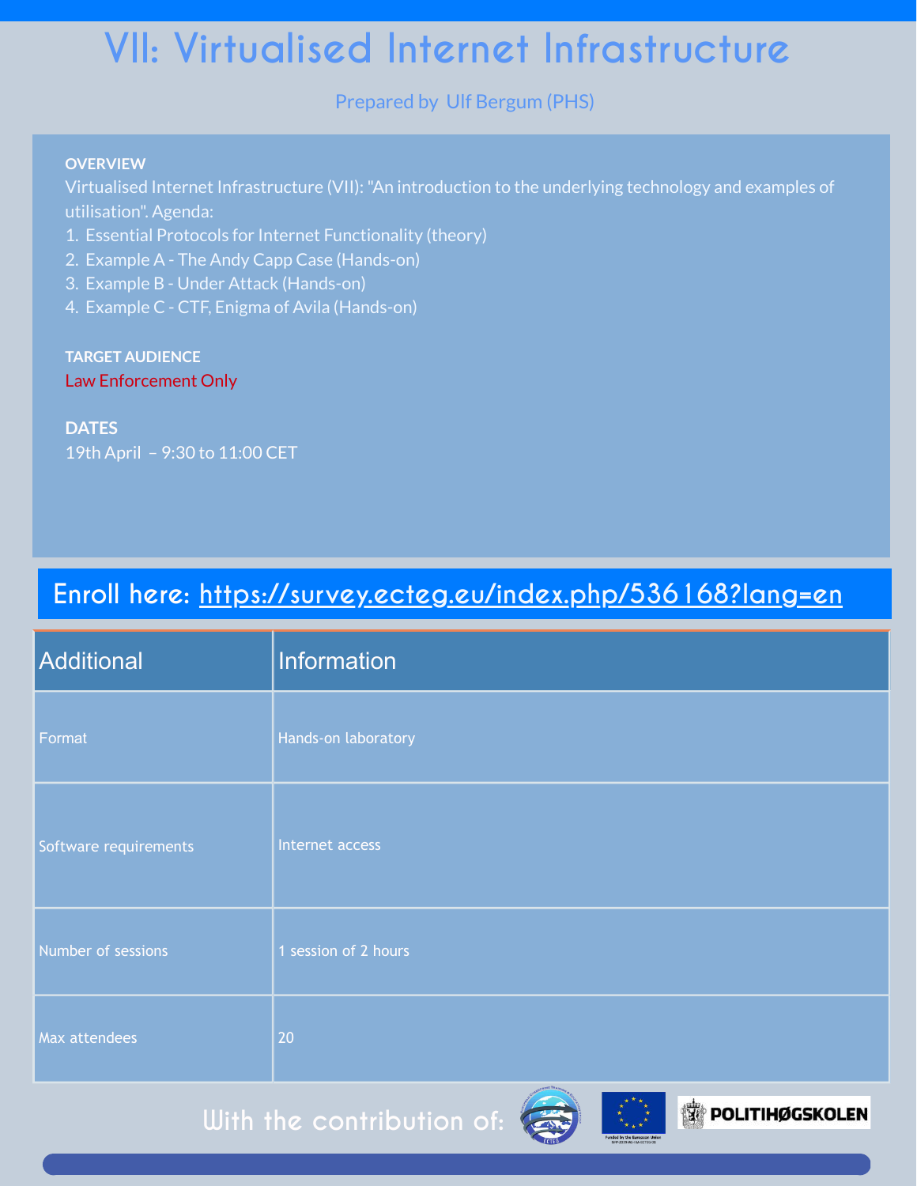# VII: Virtualised Internet Infrastructure

Prepared by Ulf Bergum (PHS)

**OVERVIEW**

Virtualised Internet Infrastructure (VII): "An introduction to the underlying technology and examples of utilisation". Agenda:

1. Essential Protocols for Internet Functionality (theory)
2. Example A - The Andy Capp Case (Hands-on)
3. Example B - Under Attack (Hands-on)
4. Example C - CTF, Enigma of Avila (Hands-on)

**TARGET AUDIENCE**

Law Enforcement Only

**DATES**

19th April – 9:30 to 11:00 CET

## Enroll here: https://survey.ecteg.eu/index.php/536168?lang=en

| Additional | Information |
| --- | --- |
| Format | Hands-on laboratory |
| Software requirements | Internet access |
| Number of sessions | 1 session of 2 hours |
| Max attendees | 20 |

With the contribution of:

POLITIHØGSKOLEN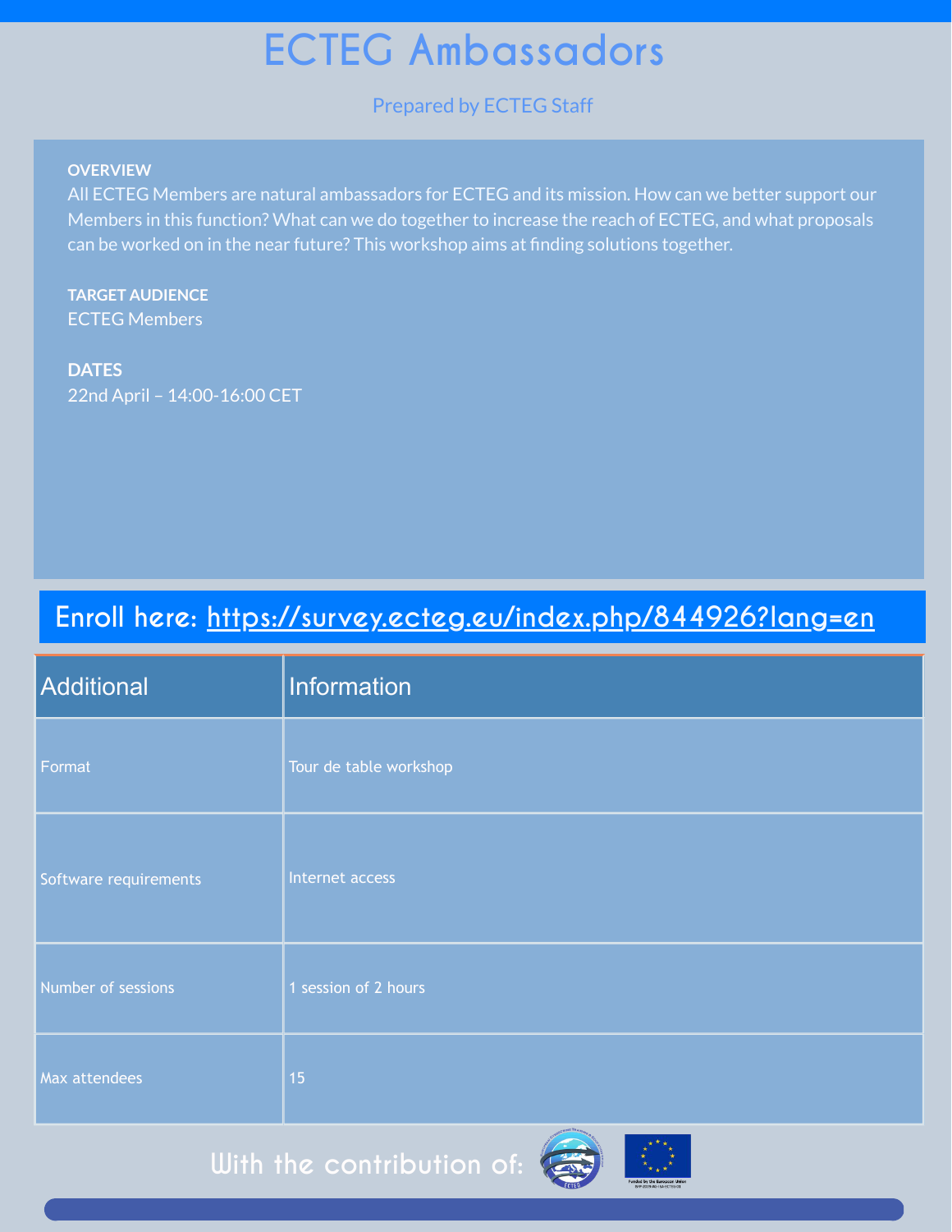# ECTEG Ambassadors

Prepared by ECTEG Staff

**OVERVIEW**

All ECTEG Members are natural ambassadors for ECTEG and its mission. How can we better support our Members in this function? What can we do together to increase the reach of ECTEG, and what proposals can be worked on in the near future? This workshop aims at finding solutions together.

**TARGET AUDIENCE**

ECTEG Members

**DATES**

22nd April – 14:00-16:00 CET

## Enroll here: https://survey.ecteg.eu/index.php/844926?lang=en

| Additional | Information |
|---|---|
| Format | Tour de table workshop |
| Software requirements | Internet access |
| Number of sessions | 1 session of 2 hours |
| Max attendees | 15 |

With the contribution of: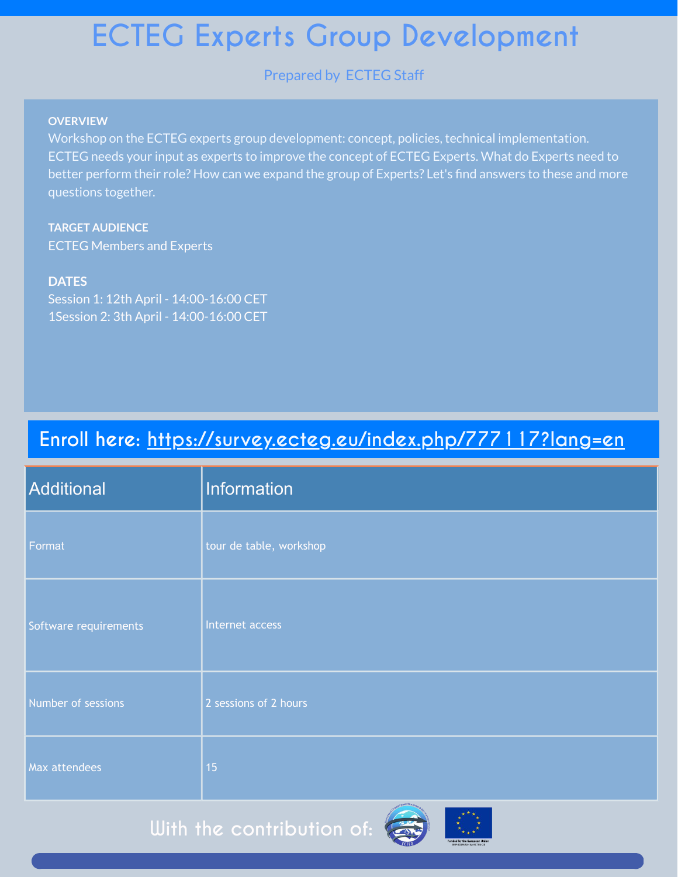# ECTEG Experts Group Development

Prepared by ECTEG Staff

**OVERVIEW**

Workshop on the ECTEG experts group development: concept, policies, technical implementation. ECTEG needs your input as experts to improve the concept of ECTEG Experts. What do Experts need to better perform their role? How can we expand the group of Experts? Let's find answers to these and more questions together.

**TARGET AUDIENCE**

ECTEG Members and Experts

**DATES**

Session 1: 12th April - 14:00-16:00 CET
1Session 2: 3th April - 14:00-16:00 CET

## Enroll here: https://survey.ecteg.eu/index.php/777117?lang=en

| Additional | Information |
| --- | --- |
| Format | tour de table, workshop |
| Software requirements | Internet access |
| Number of sessions | 2 sessions of 2 hours |
| Max attendees | 15 |

With the contribution of: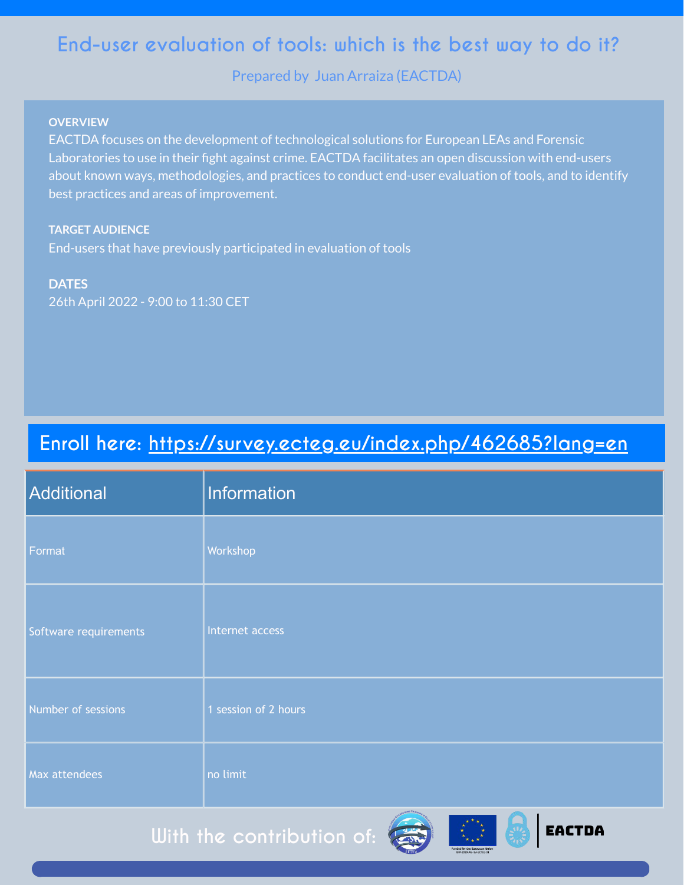# End-user evaluation of tools: which is the best way to do it?

Prepared by Juan Arraiza (EACTDA)

**OVERVIEW**

EACTDA focuses on the development of technological solutions for European LEAs and Forensic Laboratories to use in their fight against crime. EACTDA facilitates an open discussion with end-users about known ways, methodologies, and practices to conduct end-user evaluation of tools, and to identify best practices and areas of improvement.

**TARGET AUDIENCE**

End-users that have previously participated in evaluation of tools

**DATES**

26th April 2022 - 9:00 to 11:30 CET

## Enroll here: https://survey.ecteg.eu/index.php/462685?lang=en

| Additional | Information |
|---|---|
| Format | Workshop |
| Software requirements | Internet access |
| Number of sessions | 1 session of 2 hours |
| Max attendees | no limit |

With the contribution of:

EACTDA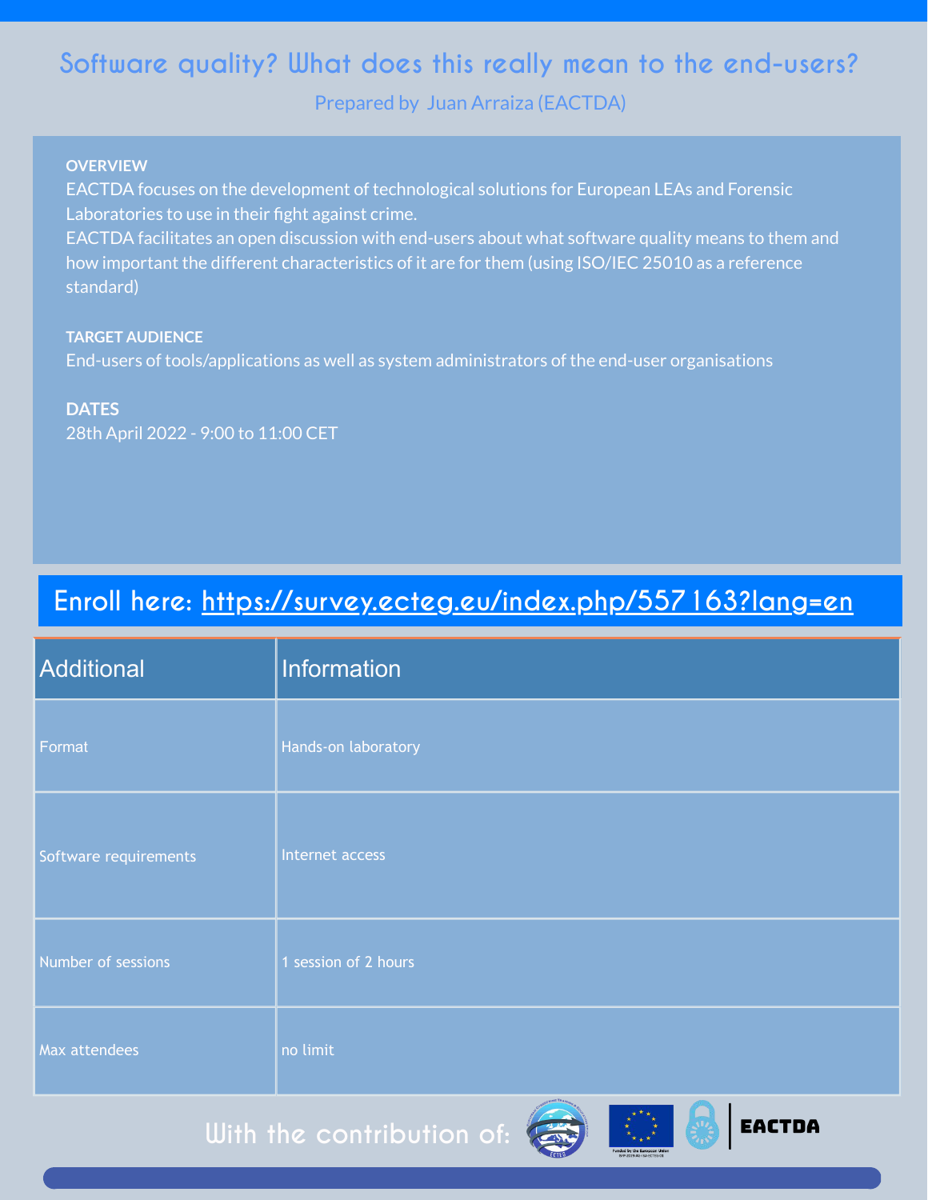# Software quality? What does this really mean to the end-users?

Prepared by Juan Arraiza (EACTDA)

**OVERVIEW**

EACTDA focuses on the development of technological solutions for European LEAs and Forensic Laboratories to use in their fight against crime.
EACTDA facilitates an open discussion with end-users about what software quality means to them and how important the different characteristics of it are for them (using ISO/IEC 25010 as a reference standard)

**TARGET AUDIENCE**

End-users of tools/applications as well as system administrators of the end-user organisations

**DATES**

28th April 2022 - 9:00 to 11:00 CET

## Enroll here: https://survey.ecteg.eu/index.php/557163?lang=en

| Additional | Information |
|---|---|
| Format | Hands-on laboratory |
| Software requirements | Internet access |
| Number of sessions | 1 session of 2 hours |
| Max attendees | no limit |

With the contribution of:

EACTDA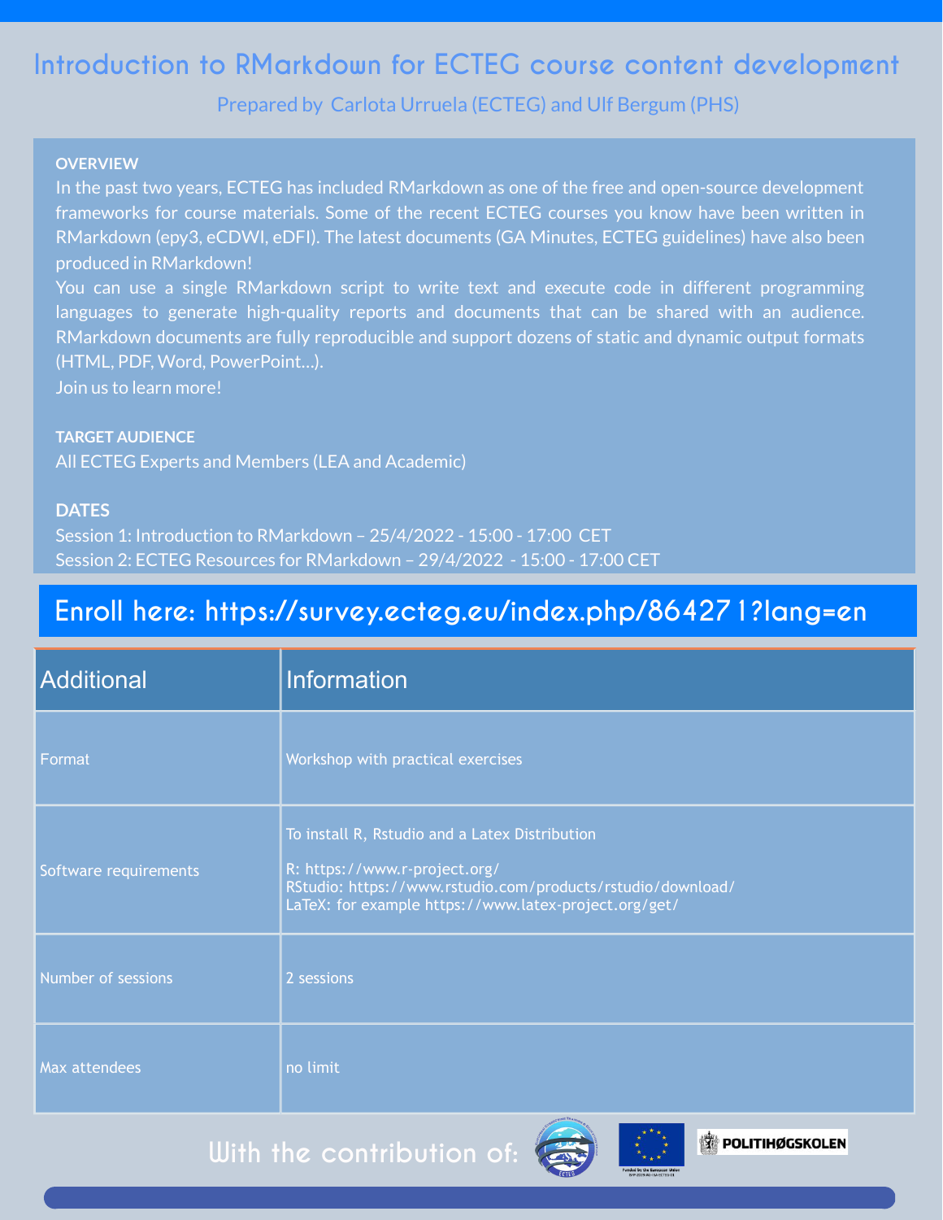# Introduction to RMarkdown for ECTEG course content development

Prepared by Carlota Urruela (ECTEG) and Ulf Bergum (PHS)

**OVERVIEW**

In the past two years, ECTEG has included RMarkdown as one of the free and open-source development frameworks for course materials. Some of the recent ECTEG courses you know have been written in RMarkdown (epy3, eCDWI, eDFI). The latest documents (GA Minutes, ECTEG guidelines) have also been produced in RMarkdown!

You can use a single RMarkdown script to write text and execute code in different programming languages to generate high-quality reports and documents that can be shared with an audience. RMarkdown documents are fully reproducible and support dozens of static and dynamic output formats (HTML, PDF, Word, PowerPoint…).

Join us to learn more!

**TARGET AUDIENCE**

All ECTEG Experts and Members (LEA and Academic)

**DATES**

Session 1: Introduction to RMarkdown – 25/4/2022 - 15:00 - 17:00 CET

Session 2: ECTEG Resources for RMarkdown – 29/4/2022 - 15:00 - 17:00 CET

## Enroll here: https://survey.ecteg.eu/index.php/864271?lang=en

| Additional | Information |
|---|---|
| Format | Workshop with practical exercises |
| Software requirements | To install R, Rstudio and a Latex Distribution<br><br>R: https://www.r-project.org/<br>RStudio: https://www.rstudio.com/products/rstudio/download/<br>LaTeX: for example https://www.latex-project.org/get/ |
| Number of sessions | 2 sessions |
| Max attendees | no limit |

With the contribution of:

POLITIHØGSKOLEN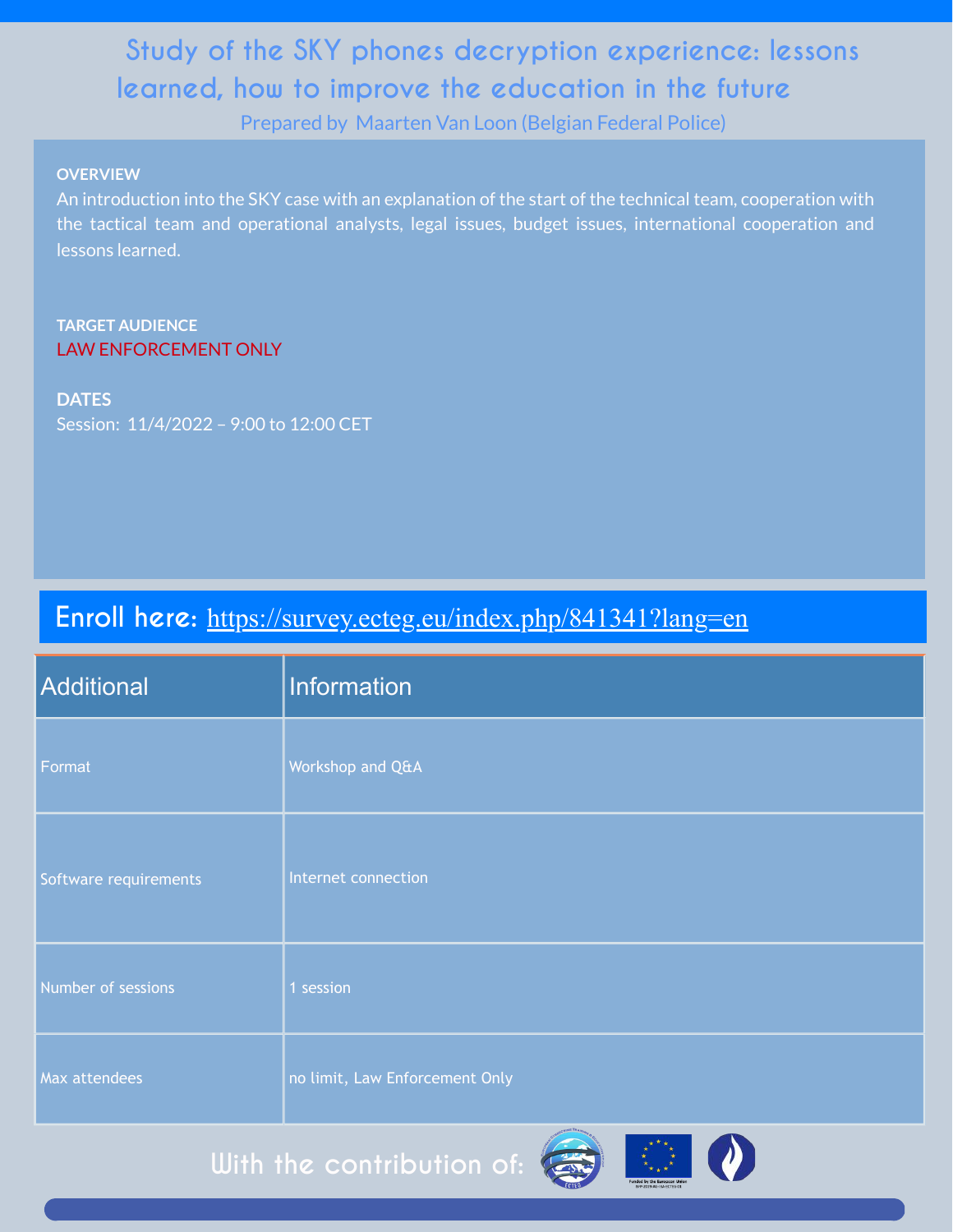# Study of the SKY phones decryption experience: lessons learned, how to improve the education in the future

Prepared by Maarten Van Loon (Belgian Federal Police)

**OVERVIEW**

An introduction into the SKY case with an explanation of the start of the technical team, cooperation with the tactical team and operational analysts, legal issues, budget issues, international cooperation and lessons learned.

**TARGET AUDIENCE**

LAW ENFORCEMENT ONLY

**DATES**

Session: 11/4/2022 – 9:00 to 12:00 CET

## Enroll here: https://survey.ecteg.eu/index.php/841341?lang=en

| Additional | Information |
| --- | --- |
| Format | Workshop and Q&A |
| Software requirements | Internet connection |
| Number of sessions | 1 session |
| Max attendees | no limit, Law Enforcement Only |

With the contribution of: